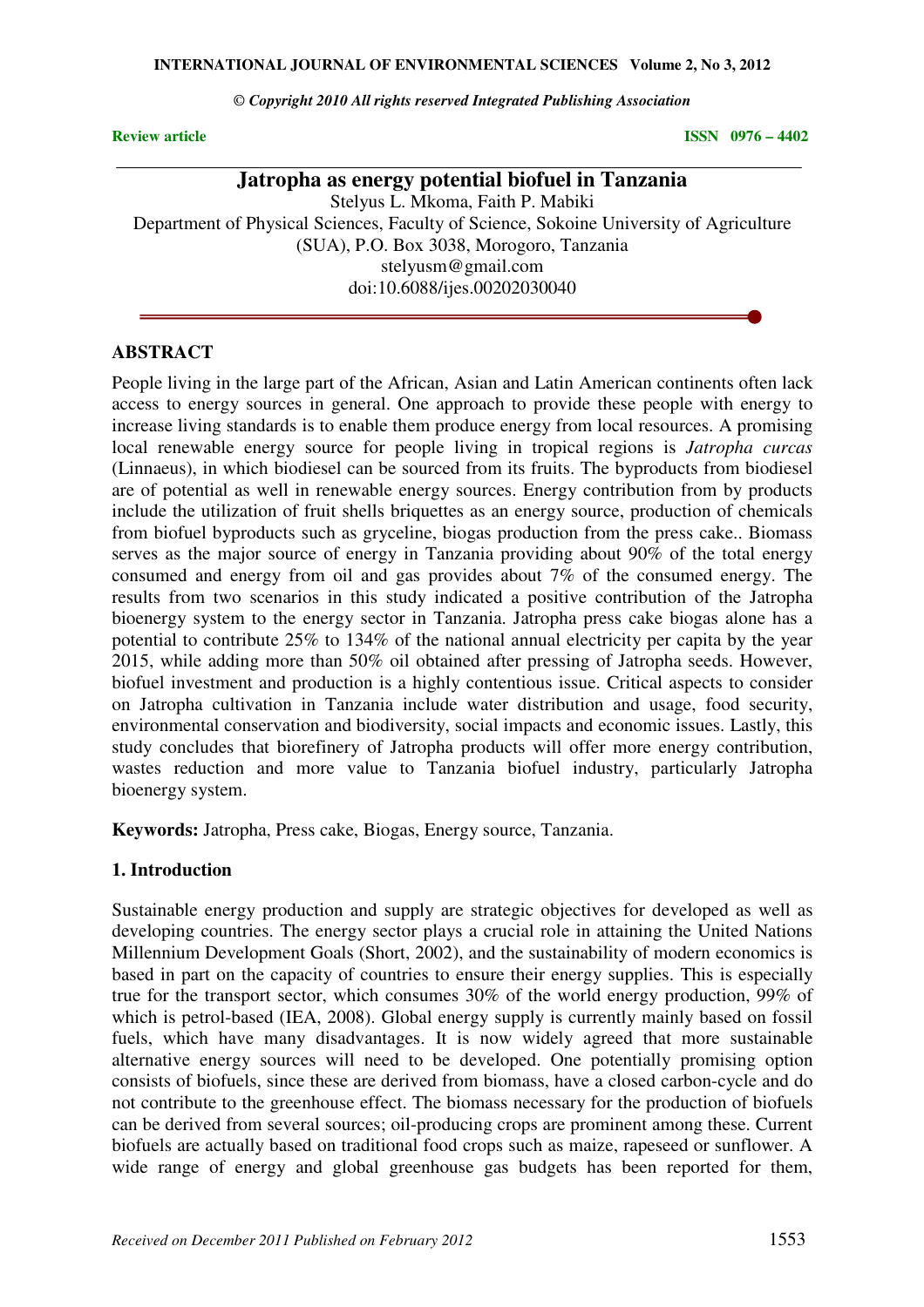**Review article**

# Jatropha as energy potential biofuel in Tanzania

Stelyus L. Mkoma, Faith P. Mabiki

Department of Physical Sciences, Faculty of Science, Sokoine University of Agriculture (SUA), P.O. Box 3038, Morogoro, Tanzania

stelyusm@gmail.com

doi:10.6088/ijes.00202030040

## ABSTRACT

People living in the large part of the African, Asian and Latin American continents often lack access to energy sources in general. One approach to provide these people with energy to increase living standards is to enable them produce energy from local resources. A promising local renewable energy source for people living in tropical regions is *Jatropha curcas* (Linnaeus), in which biodiesel can be sourced from its fruits. The byproducts from biodiesel are of potential as well in renewable energy sources. Energy contribution from by products include the utilization of fruit shells briquettes as an energy source, production of chemicals from biofuel byproducts such as gryceline, biogas production from the press cake.. Biomass serves as the major source of energy in Tanzania providing about 90% of the total energy consumed and energy from oil and gas provides about 7% of the consumed energy. The results from two scenarios in this study indicated a positive contribution of the Jatropha bioenergy system to the energy sector in Tanzania. Jatropha press cake biogas alone has a potential to contribute 25% to 134% of the national annual electricity per capita by the year 2015, while adding more than 50% oil obtained after pressing of Jatropha seeds. However, biofuel investment and production is a highly contentious issue. Critical aspects to consider on Jatropha cultivation in Tanzania include water distribution and usage, food security, environmental conservation and biodiversity, social impacts and economic issues. Lastly, this study concludes that biorefinery of Jatropha products will offer more energy contribution, wastes reduction and more value to Tanzania biofuel industry, particularly Jatropha bioenergy system.

**Keywords:** Jatropha, Press cake, Biogas, Energy source, Tanzania.

## 1. Introduction

Sustainable energy production and supply are strategic objectives for developed as well as developing countries. The energy sector plays a crucial role in attaining the United Nations Millennium Development Goals (Short, 2002), and the sustainability of modern economics is based in part on the capacity of countries to ensure their energy supplies. This is especially true for the transport sector, which consumes 30% of the world energy production, 99% of which is petrol-based (IEA, 2008). Global energy supply is currently mainly based on fossil fuels, which have many disadvantages. It is now widely agreed that more sustainable alternative energy sources will need to be developed. One potentially promising option consists of biofuels, since these are derived from biomass, have a closed carbon-cycle and do not contribute to the greenhouse effect. The biomass necessary for the production of biofuels can be derived from several sources; oil-producing crops are prominent among these. Current biofuels are actually based on traditional food crops such as maize, rapeseed or sunflower. A wide range of energy and global greenhouse gas budgets has been reported for them,

*Received on December 2011 Published on February 2012*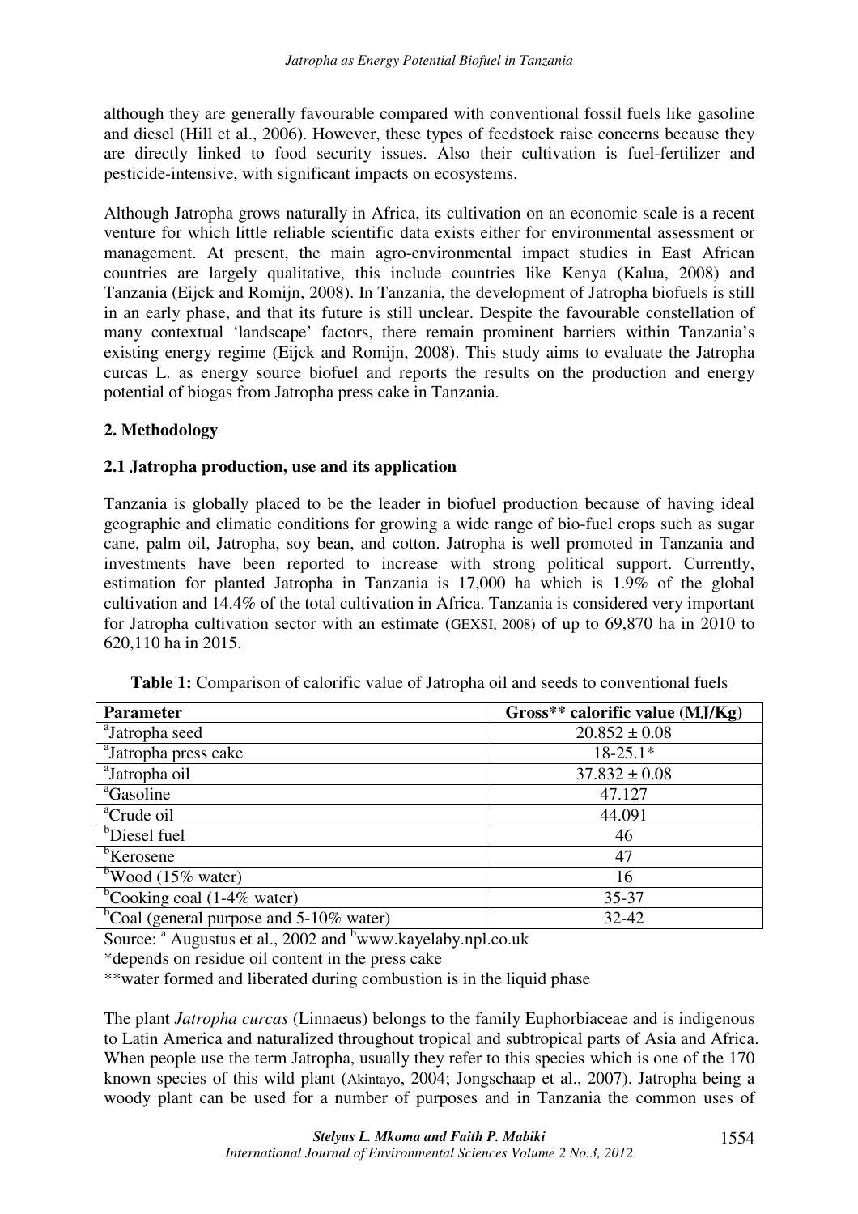although they are generally favourable compared with conventional fossil fuels like gasoline and diesel (Hill et al., 2006). However, these types of feedstock raise concerns because they are directly linked to food security issues. Also their cultivation is fuel-fertilizer and pesticide-intensive, with significant impacts on ecosystems.

Although Jatropha grows naturally in Africa, its cultivation on an economic scale is a recent venture for which little reliable scientific data exists either for environmental assessment or management. At present, the main agro-environmental impact studies in East African countries are largely qualitative, this include countries like Kenya (Kalua, 2008) and Tanzania (Eijck and Romijn, 2008). In Tanzania, the development of Jatropha biofuels is still in an early phase, and that its future is still unclear. Despite the favourable constellation of many contextual 'landscape' factors, there remain prominent barriers within Tanzania's existing energy regime (Eijck and Romijn, 2008). This study aims to evaluate the Jatropha curcas L. as energy source biofuel and reports the results on the production and energy potential of biogas from Jatropha press cake in Tanzania.

## 2. Methodology

### 2.1 Jatropha production, use and its application

Tanzania is globally placed to be the leader in biofuel production because of having ideal geographic and climatic conditions for growing a wide range of bio-fuel crops such as sugar cane, palm oil, Jatropha, soy bean, and cotton. Jatropha is well promoted in Tanzania and investments have been reported to increase with strong political support. Currently, estimation for planted Jatropha in Tanzania is 17,000 ha which is 1.9% of the global cultivation and 14.4% of the total cultivation in Africa. Tanzania is considered very important for Jatropha cultivation sector with an estimate (GEXSI, 2008) of up to 69,870 ha in 2010 to 620,110 ha in 2015.

**Table 1:** Comparison of calorific value of Jatropha oil and seeds to conventional fuels

| Parameter | Gross** calorific value (MJ/Kg) |
|---|---|
| [a]Jatropha seed | 20.852 ± 0.08 |
| [a]Jatropha press cake | 18-25.1* |
| [a]Jatropha oil | 37.832 ± 0.08 |
| [a]Gasoline | 47.127 |
| [a]Crude oil | 44.091 |
| [b]Diesel fuel | 46 |
| [b]Kerosene | 47 |
| [b]Wood (15% water) | 16 |
| [b]Cooking coal (1-4% water) | 35-37 |
| [b]Coal (general purpose and 5-10% water) | 32-42 |

Source: [a] Augustus et al., 2002 and [b]www.kayelaby.npl.co.uk

*depends on residue oil content in the press cake

**water formed and liberated during combustion is in the liquid phase

The plant *Jatropha curcas* (Linnaeus) belongs to the family Euphorbiaceae and is indigenous to Latin America and naturalized throughout tropical and subtropical parts of Asia and Africa. When people use the term Jatropha, usually they refer to this species which is one of the 170 known species of this wild plant (Akintayo, 2004; Jongschaap et al., 2007). Jatropha being a woody plant can be used for a number of purposes and in Tanzania the common uses of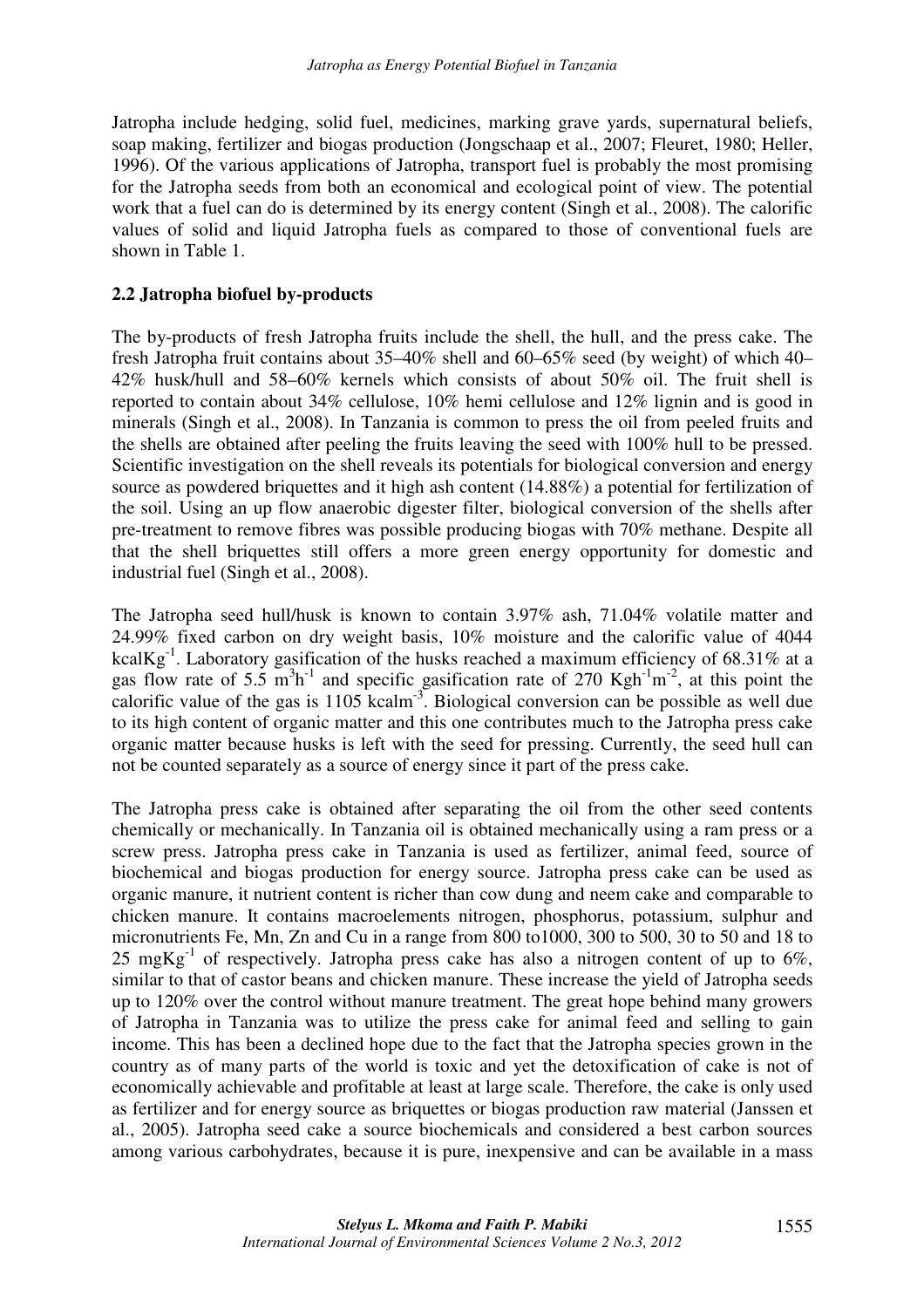Jatropha include hedging, solid fuel, medicines, marking grave yards, supernatural beliefs, soap making, fertilizer and biogas production (Jongschaap et al., 2007; Fleuret, 1980; Heller, 1996). Of the various applications of Jatropha, transport fuel is probably the most promising for the Jatropha seeds from both an economical and ecological point of view. The potential work that a fuel can do is determined by its energy content (Singh et al., 2008). The calorific values of solid and liquid Jatropha fuels as compared to those of conventional fuels are shown in Table 1.

## 2.2 Jatropha biofuel by-products

The by-products of fresh Jatropha fruits include the shell, the hull, and the press cake. The fresh Jatropha fruit contains about 35–40% shell and 60–65% seed (by weight) of which 40–42% husk/hull and 58–60% kernels which consists of about 50% oil. The fruit shell is reported to contain about 34% cellulose, 10% hemi cellulose and 12% lignin and is good in minerals (Singh et al., 2008). In Tanzania is common to press the oil from peeled fruits and the shells are obtained after peeling the fruits leaving the seed with 100% hull to be pressed. Scientific investigation on the shell reveals its potentials for biological conversion and energy source as powdered briquettes and it high ash content (14.88%) a potential for fertilization of the soil. Using an up flow anaerobic digester filter, biological conversion of the shells after pre-treatment to remove fibres was possible producing biogas with 70% methane. Despite all that the shell briquettes still offers a more green energy opportunity for domestic and industrial fuel (Singh et al., 2008).

The Jatropha seed hull/husk is known to contain 3.97% ash, 71.04% volatile matter and 24.99% fixed carbon on dry weight basis, 10% moisture and the calorific value of 4044 $kcalKg^{-1}$. Laboratory gasification of the husks reached a maximum efficiency of 68.31% at a gas flow rate of 5.5 $m^3h^{-1}$ and specific gasification rate of 270 $Kgh^{-1}m^{-2}$, at this point the calorific value of the gas is 1105 $kcalm^{-3}$. Biological conversion can be possible as well due to its high content of organic matter and this one contributes much to the Jatropha press cake organic matter because husks is left with the seed for pressing. Currently, the seed hull can not be counted separately as a source of energy since it part of the press cake.

The Jatropha press cake is obtained after separating the oil from the other seed contents chemically or mechanically. In Tanzania oil is obtained mechanically using a ram press or a screw press. Jatropha press cake in Tanzania is used as fertilizer, animal feed, source of biochemical and biogas production for energy source. Jatropha press cake can be used as organic manure, it nutrient content is richer than cow dung and neem cake and comparable to chicken manure. It contains macroelements nitrogen, phosphorus, potassium, sulphur and micronutrients Fe, Mn, Zn and Cu in a range from 800 to1000, 300 to 500, 30 to 50 and 18 to 25 $mgKg^{-1}$ of respectively. Jatropha press cake has also a nitrogen content of up to 6%, similar to that of castor beans and chicken manure. These increase the yield of Jatropha seeds up to 120% over the control without manure treatment. The great hope behind many growers of Jatropha in Tanzania was to utilize the press cake for animal feed and selling to gain income. This has been a declined hope due to the fact that the Jatropha species grown in the country as of many parts of the world is toxic and yet the detoxification of cake is not of economically achievable and profitable at least at large scale. Therefore, the cake is only used as fertilizer and for energy source as briquettes or biogas production raw material (Janssen et al., 2005). Jatropha seed cake a source biochemicals and considered a best carbon sources among various carbohydrates, because it is pure, inexpensive and can be available in a mass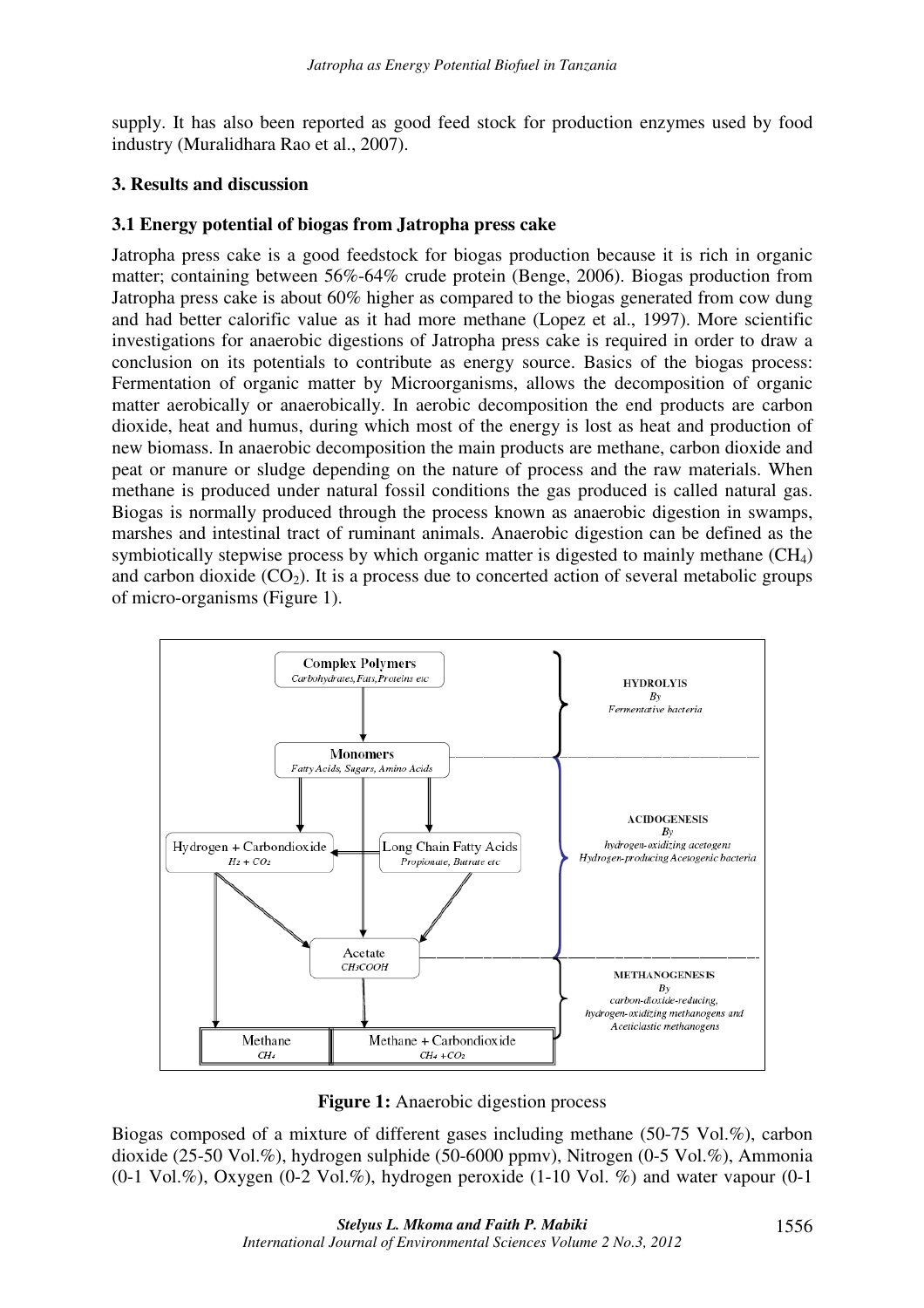supply. It has also been reported as good feed stock for production enzymes used by food industry (Muralidhara Rao et al., 2007).

## 3. Results and discussion

### 3.1 Energy potential of biogas from Jatropha press cake

Jatropha press cake is a good feedstock for biogas production because it is rich in organic matter; containing between 56%-64% crude protein (Benge, 2006). Biogas production from Jatropha press cake is about 60% higher as compared to the biogas generated from cow dung and had better calorific value as it had more methane (Lopez et al., 1997). More scientific investigations for anaerobic digestions of Jatropha press cake is required in order to draw a conclusion on its potentials to contribute as energy source. Basics of the biogas process: Fermentation of organic matter by Microorganisms, allows the decomposition of organic matter aerobically or anaerobically. In aerobic decomposition the end products are carbon dioxide, heat and humus, during which most of the energy is lost as heat and production of new biomass. In anaerobic decomposition the main products are methane, carbon dioxide and peat or manure or sludge depending on the nature of process and the raw materials. When methane is produced under natural fossil conditions the gas produced is called natural gas. Biogas is normally produced through the process known as anaerobic digestion in swamps, marshes and intestinal tract of ruminant animals. Anaerobic digestion can be defined as the symbiotically stepwise process by which organic matter is digested to mainly methane ($CH_4$) and carbon dioxide ($CO_2$). It is a process due to concerted action of several metabolic groups of micro-organisms (Figure 1).

**Figure 1:** Anaerobic digestion process

Biogas composed of a mixture of different gases including methane (50-75 Vol.%), carbon dioxide (25-50 Vol.%), hydrogen sulphide (50-6000 ppmv), Nitrogen (0-5 Vol.%), Ammonia (0-1 Vol.%), Oxygen (0-2 Vol.%), hydrogen peroxide (1-10 Vol. %) and water vapour (0-1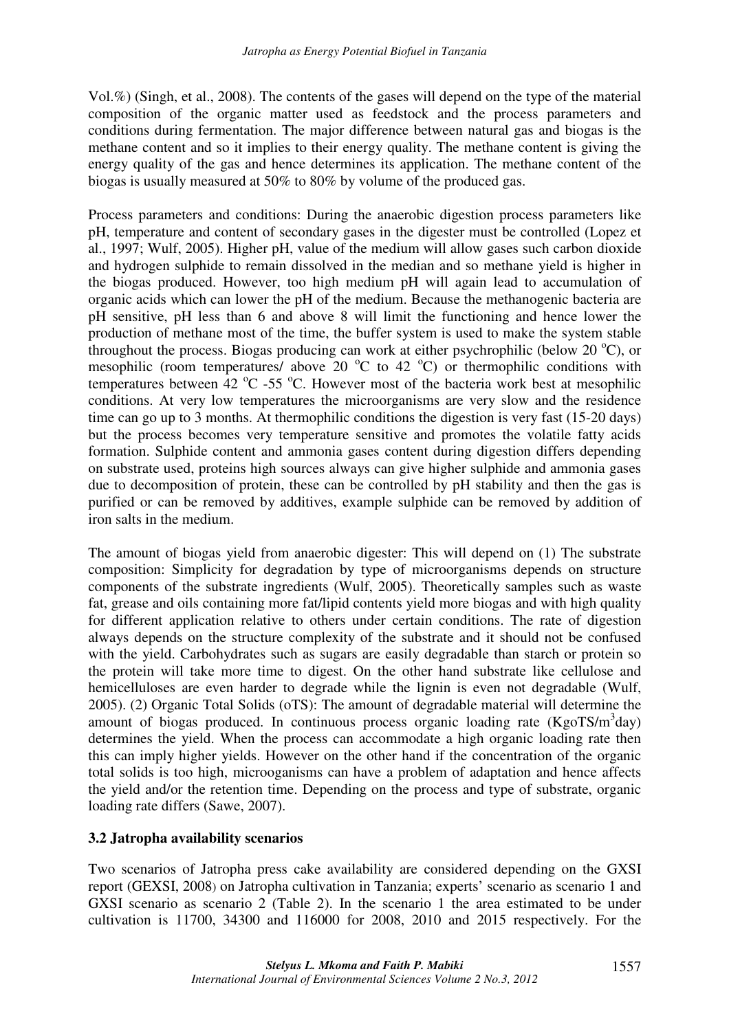Vol.%) (Singh, et al., 2008). The contents of the gases will depend on the type of the material composition of the organic matter used as feedstock and the process parameters and conditions during fermentation. The major difference between natural gas and biogas is the methane content and so it implies to their energy quality. The methane content is giving the energy quality of the gas and hence determines its application. The methane content of the biogas is usually measured at 50% to 80% by volume of the produced gas.

Process parameters and conditions: During the anaerobic digestion process parameters like pH, temperature and content of secondary gases in the digester must be controlled (Lopez et al., 1997; Wulf, 2005). Higher pH, value of the medium will allow gases such carbon dioxide and hydrogen sulphide to remain dissolved in the median and so methane yield is higher in the biogas produced. However, too high medium pH will again lead to accumulation of organic acids which can lower the pH of the medium. Because the methanogenic bacteria are pH sensitive, pH less than 6 and above 8 will limit the functioning and hence lower the production of methane most of the time, the buffer system is used to make the system stable throughout the process. Biogas producing can work at either psychrophilic (below 20 $^oC$), or mesophilic (room temperatures/ above 20 $^oC$ to 42 $^oC$) or thermophilic conditions with temperatures between 42 $^oC$ -55 $^oC$. However most of the bacteria work best at mesophilic conditions. At very low temperatures the microorganisms are very slow and the residence time can go up to 3 months. At thermophilic conditions the digestion is very fast (15-20 days) but the process becomes very temperature sensitive and promotes the volatile fatty acids formation. Sulphide content and ammonia gases content during digestion differs depending on substrate used, proteins high sources always can give higher sulphide and ammonia gases due to decomposition of protein, these can be controlled by pH stability and then the gas is purified or can be removed by additives, example sulphide can be removed by addition of iron salts in the medium.

The amount of biogas yield from anaerobic digester: This will depend on (1) The substrate composition: Simplicity for degradation by type of microorganisms depends on structure components of the substrate ingredients (Wulf, 2005). Theoretically samples such as waste fat, grease and oils containing more fat/lipid contents yield more biogas and with high quality for different application relative to others under certain conditions. The rate of digestion always depends on the structure complexity of the substrate and it should not be confused with the yield. Carbohydrates such as sugars are easily degradable than starch or protein so the protein will take more time to digest. On the other hand substrate like cellulose and hemicelluloses are even harder to degrade while the lignin is even not degradable (Wulf, 2005). (2) Organic Total Solids (oTS): The amount of degradable material will determine the amount of biogas produced. In continuous process organic loading rate (KgoTS/m$^3$day) determines the yield. When the process can accommodate a high organic loading rate then this can imply higher yields. However on the other hand if the concentration of the organic total solids is too high, microorganisms can have a problem of adaptation and hence affects the yield and/or the retention time. Depending on the process and type of substrate, organic loading rate differs (Sawe, 2007).

### 3.2 Jatropha availability scenarios

Two scenarios of Jatropha press cake availability are considered depending on the GXSI report (GEXSI, 2008) on Jatropha cultivation in Tanzania; experts' scenario as scenario 1 and GXSI scenario as scenario 2 (Table 2). In the scenario 1 the area estimated to be under cultivation is 11700, 34300 and 116000 for 2008, 2010 and 2015 respectively. For the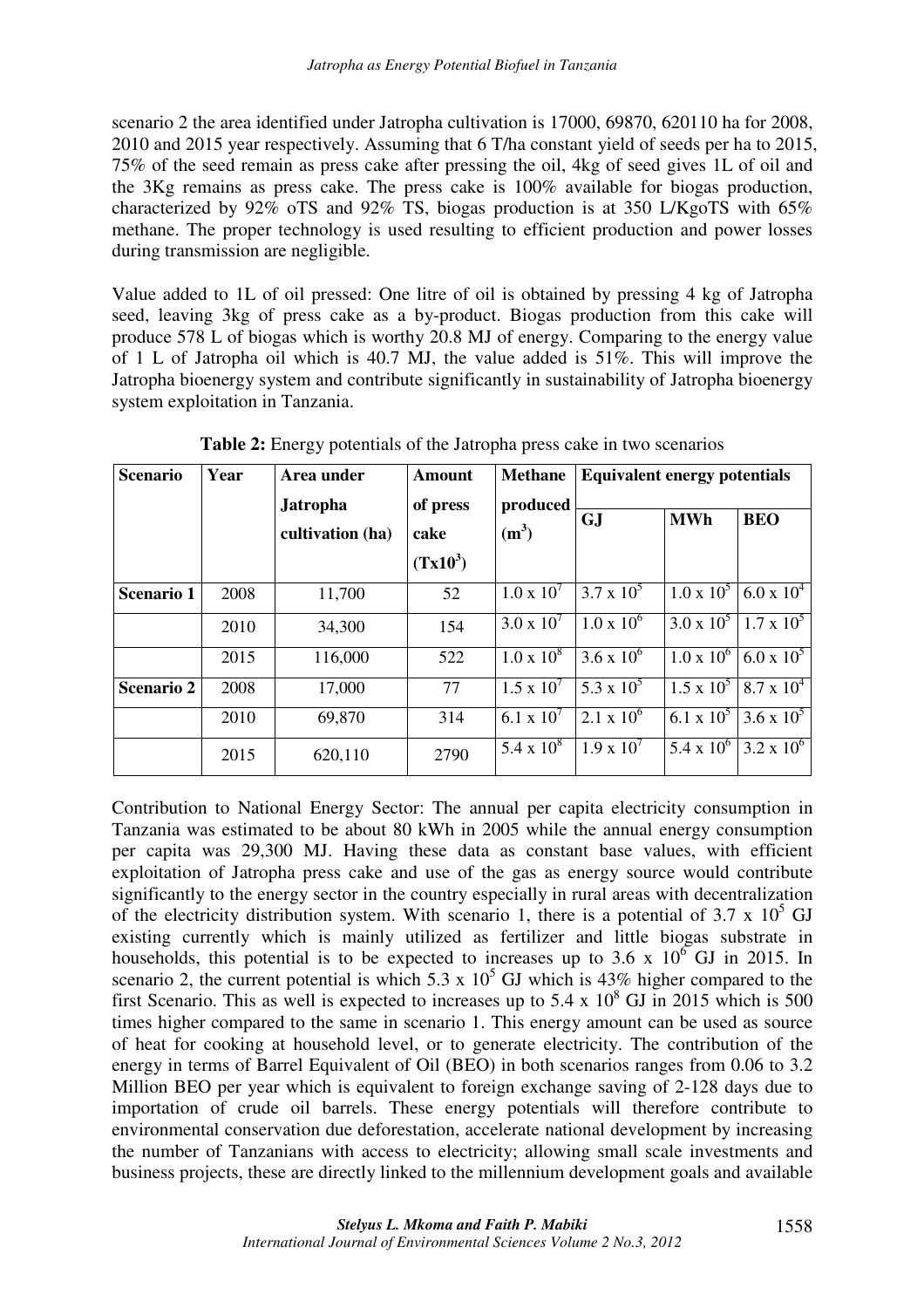scenario 2 the area identified under Jatropha cultivation is 17000, 69870, 620110 ha for 2008, 2010 and 2015 year respectively. Assuming that 6 T/ha constant yield of seeds per ha to 2015, 75% of the seed remain as press cake after pressing the oil, 4kg of seed gives 1L of oil and the 3Kg remains as press cake. The press cake is 100% available for biogas production, characterized by 92% oTS and 92% TS, biogas production is at 350 L/KgoTS with 65% methane. The proper technology is used resulting to efficient production and power losses during transmission are negligible.

Value added to 1L of oil pressed: One litre of oil is obtained by pressing 4 kg of Jatropha seed, leaving 3kg of press cake as a by-product. Biogas production from this cake will produce 578 L of biogas which is worthy 20.8 MJ of energy. Comparing to the energy value of 1 L of Jatropha oil which is 40.7 MJ, the value added is 51%. This will improve the Jatropha bioenergy system and contribute significantly in sustainability of Jatropha bioenergy system exploitation in Tanzania.

**Table 2:** Energy potentials of the Jatropha press cake in two scenarios

| Scenario | Year | Area under Jatropha cultivation (ha) | Amount of press cake ($Tx10^3$) | Methane produced ($m^3$) | Equivalent energy potentials | | |
|---|---|---|---|---|---|---|---|
| | | | | | GJ | MWh | BEO |
| **Scenario 1** | 2008 | 11,700 | 52 | $1.0 \times 10^7$ | $3.7 \times 10^5$ | $1.0 \times 10^5$ | $6.0 \times 10^4$ |
| | 2010 | 34,300 | 154 | $3.0 \times 10^7$ | $1.0 \times 10^6$ | $3.0 \times 10^5$ | $1.7 \times 10^5$ |
| | 2015 | 116,000 | 522 | $1.0 \times 10^8$ | $3.6 \times 10^6$ | $1.0 \times 10^6$ | $6.0 \times 10^5$ |
| **Scenario 2** | 2008 | 17,000 | 77 | $1.5 \times 10^7$ | $5.3 \times 10^5$ | $1.5 \times 10^5$ | $8.7 \times 10^4$ |
| | 2010 | 69,870 | 314 | $6.1 \times 10^7$ | $2.1 \times 10^6$ | $6.1 \times 10^5$ | $3.6 \times 10^5$ |
| | 2015 | 620,110 | 2790 | $5.4 \times 10^8$ | $1.9 \times 10^7$ | $5.4 \times 10^6$ | $3.2 \times 10^6$ |

Contribution to National Energy Sector: The annual per capita electricity consumption in Tanzania was estimated to be about 80 kWh in 2005 while the annual energy consumption per capita was 29,300 MJ. Having these data as constant base values, with efficient exploitation of Jatropha press cake and use of the gas as energy source would contribute significantly to the energy sector in the country especially in rural areas with decentralization of the electricity distribution system. With scenario 1, there is a potential of $3.7 \times 10^5$ GJ existing currently which is mainly utilized as fertilizer and little biogas substrate in households, this potential is to be expected to increases up to $3.6 \times 10^6$ GJ in 2015. In scenario 2, the current potential is which $5.3 \times 10^5$ GJ which is 43% higher compared to the first Scenario. This as well is expected to increases up to $5.4 \times 10^8$ GJ in 2015 which is 500 times higher compared to the same in scenario 1. This energy amount can be used as source of heat for cooking at household level, or to generate electricity. The contribution of the energy in terms of Barrel Equivalent of Oil (BEO) in both scenarios ranges from 0.06 to 3.2 Million BEO per year which is equivalent to foreign exchange saving of 2-128 days due to importation of crude oil barrels. These energy potentials will therefore contribute to environmental conservation due deforestation, accelerate national development by increasing the number of Tanzanians with access to electricity; allowing small scale investments and business projects, these are directly linked to the millennium development goals and available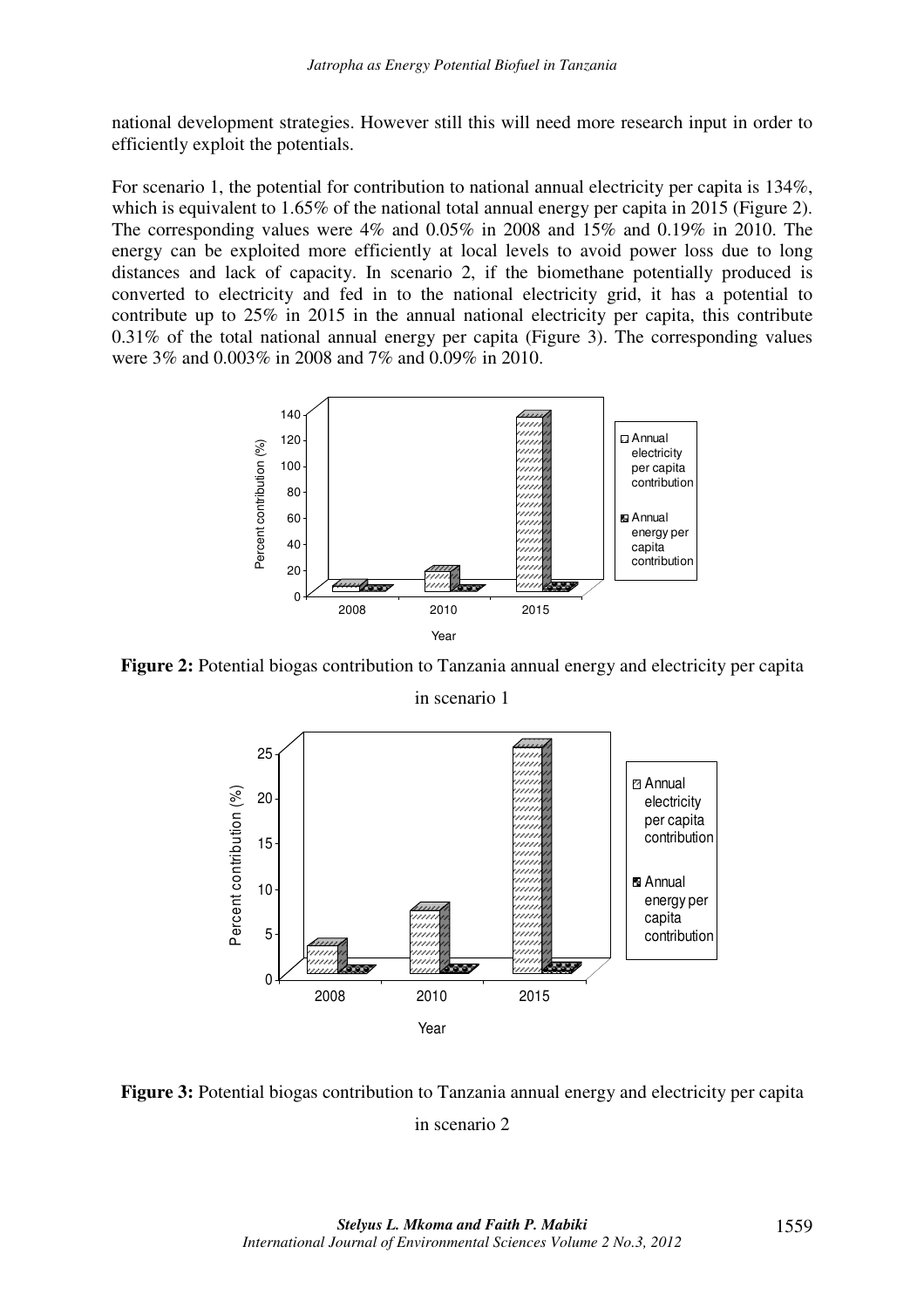national development strategies. However still this will need more research input in order to efficiently exploit the potentials.

For scenario 1, the potential for contribution to national annual electricity per capita is 134%, which is equivalent to 1.65% of the national total annual energy per capita in 2015 (Figure 2). The corresponding values were 4% and 0.05% in 2008 and 15% and 0.19% in 2010. The energy can be exploited more efficiently at local levels to avoid power loss due to long distances and lack of capacity. In scenario 2, if the biomethane potentially produced is converted to electricity and fed in to the national electricity grid, it has a potential to contribute up to 25% in 2015 in the annual national electricity per capita, this contribute 0.31% of the total national annual energy per capita (Figure 3). The corresponding values were 3% and 0.003% in 2008 and 7% and 0.09% in 2010.

**Figure 2:** Potential biogas contribution to Tanzania annual energy and electricity per capita in scenario 1

**Figure 3:** Potential biogas contribution to Tanzania annual energy and electricity per capita in scenario 2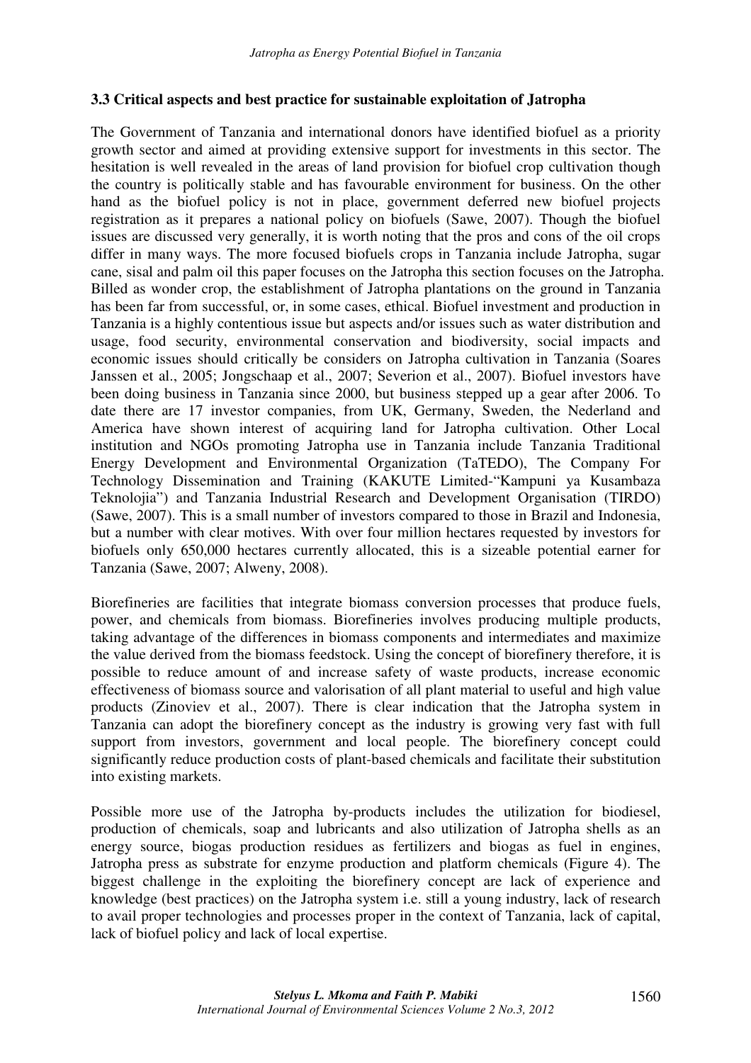### 3.3 Critical aspects and best practice for sustainable exploitation of Jatropha

The Government of Tanzania and international donors have identified biofuel as a priority growth sector and aimed at providing extensive support for investments in this sector. The hesitation is well revealed in the areas of land provision for biofuel crop cultivation though the country is politically stable and has favourable environment for business. On the other hand as the biofuel policy is not in place, government deferred new biofuel projects registration as it prepares a national policy on biofuels (Sawe, 2007). Though the biofuel issues are discussed very generally, it is worth noting that the pros and cons of the oil crops differ in many ways. The more focused biofuels crops in Tanzania include Jatropha, sugar cane, sisal and palm oil this paper focuses on the Jatropha this section focuses on the Jatropha. Billed as wonder crop, the establishment of Jatropha plantations on the ground in Tanzania has been far from successful, or, in some cases, ethical. Biofuel investment and production in Tanzania is a highly contentious issue but aspects and/or issues such as water distribution and usage, food security, environmental conservation and biodiversity, social impacts and economic issues should critically be considers on Jatropha cultivation in Tanzania (Soares Janssen et al., 2005; Jongschaap et al., 2007; Severion et al., 2007). Biofuel investors have been doing business in Tanzania since 2000, but business stepped up a gear after 2006. To date there are 17 investor companies, from UK, Germany, Sweden, the Nederland and America have shown interest of acquiring land for Jatropha cultivation. Other Local institution and NGOs promoting Jatropha use in Tanzania include Tanzania Traditional Energy Development and Environmental Organization (TaTEDO), The Company For Technology Dissemination and Training (KAKUTE Limited-"Kampuni ya Kusambaza Teknolojia") and Tanzania Industrial Research and Development Organisation (TIRDO) (Sawe, 2007). This is a small number of investors compared to those in Brazil and Indonesia, but a number with clear motives. With over four million hectares requested by investors for biofuels only 650,000 hectares currently allocated, this is a sizeable potential earner for Tanzania (Sawe, 2007; Alweny, 2008).

Biorefineries are facilities that integrate biomass conversion processes that produce fuels, power, and chemicals from biomass. Biorefineries involves producing multiple products, taking advantage of the differences in biomass components and intermediates and maximize the value derived from the biomass feedstock. Using the concept of biorefinery therefore, it is possible to reduce amount of and increase safety of waste products, increase economic effectiveness of biomass source and valorisation of all plant material to useful and high value products (Zinoviev et al., 2007). There is clear indication that the Jatropha system in Tanzania can adopt the biorefinery concept as the industry is growing very fast with full support from investors, government and local people. The biorefinery concept could significantly reduce production costs of plant-based chemicals and facilitate their substitution into existing markets.

Possible more use of the Jatropha by-products includes the utilization for biodiesel, production of chemicals, soap and lubricants and also utilization of Jatropha shells as an energy source, biogas production residues as fertilizers and biogas as fuel in engines, Jatropha press as substrate for enzyme production and platform chemicals (Figure 4). The biggest challenge in the exploiting the biorefinery concept are lack of experience and knowledge (best practices) on the Jatropha system i.e. still a young industry, lack of research to avail proper technologies and processes proper in the context of Tanzania, lack of capital, lack of biofuel policy and lack of local expertise.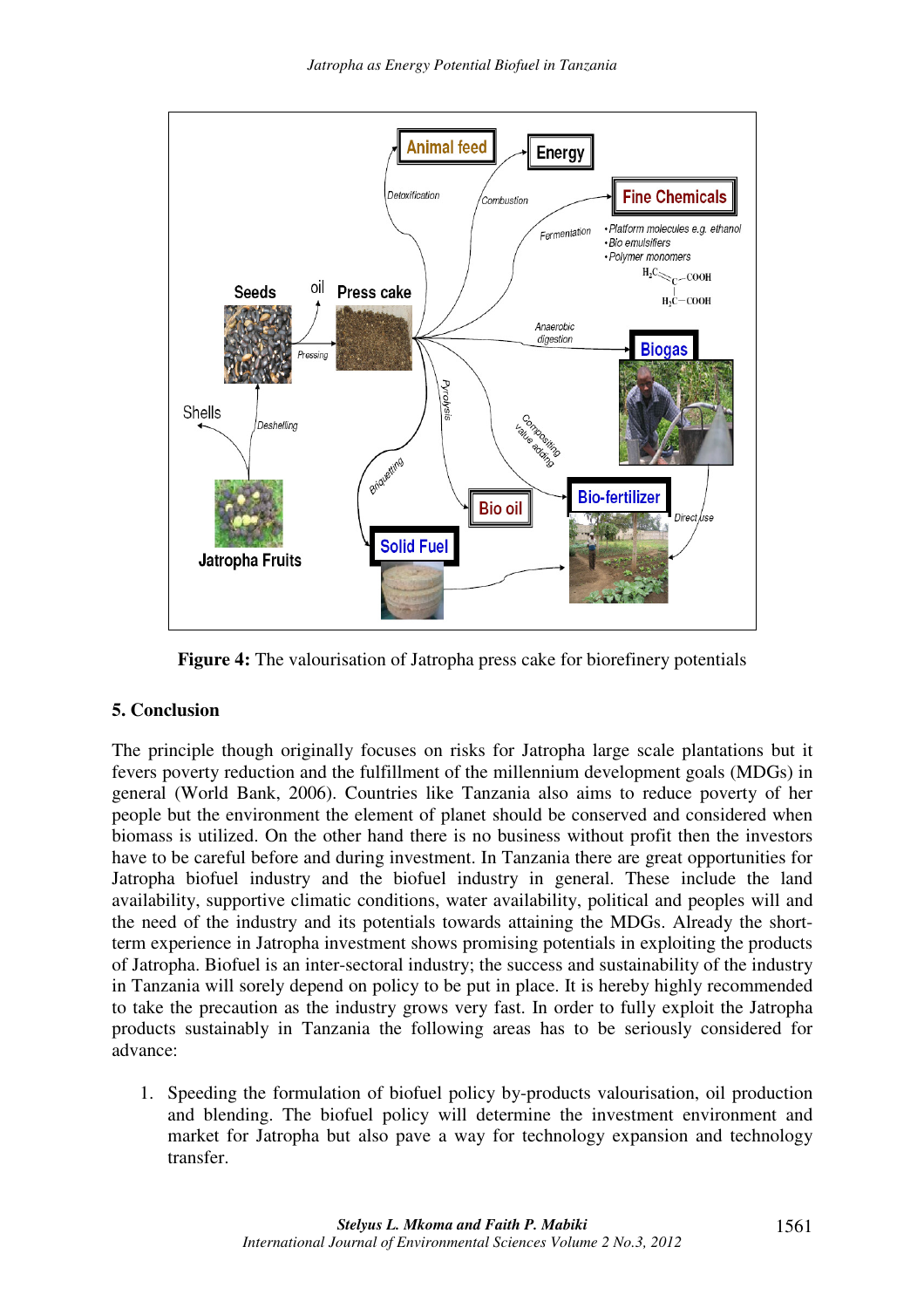**Figure 4:** The valourisation of Jatropha press cake for biorefinery potentials

## 5. Conclusion

The principle though originally focuses on risks for Jatropha large scale plantations but it fevers poverty reduction and the fulfillment of the millennium development goals (MDGs) in general (World Bank, 2006). Countries like Tanzania also aims to reduce poverty of her people but the environment the element of planet should be conserved and considered when biomass is utilized. On the other hand there is no business without profit then the investors have to be careful before and during investment. In Tanzania there are great opportunities for Jatropha biofuel industry and the biofuel industry in general. These include the land availability, supportive climatic conditions, water availability, political and peoples will and the need of the industry and its potentials towards attaining the MDGs. Already the short-term experience in Jatropha investment shows promising potentials in exploiting the products of Jatropha. Biofuel is an inter-sectoral industry; the success and sustainability of the industry in Tanzania will sorely depend on policy to be put in place. It is hereby highly recommended to take the precaution as the industry grows very fast. In order to fully exploit the Jatropha products sustainably in Tanzania the following areas has to be seriously considered for advance:

1. Speeding the formulation of biofuel policy by-products valourisation, oil production and blending. The biofuel policy will determine the investment environment and market for Jatropha but also pave a way for technology expansion and technology transfer.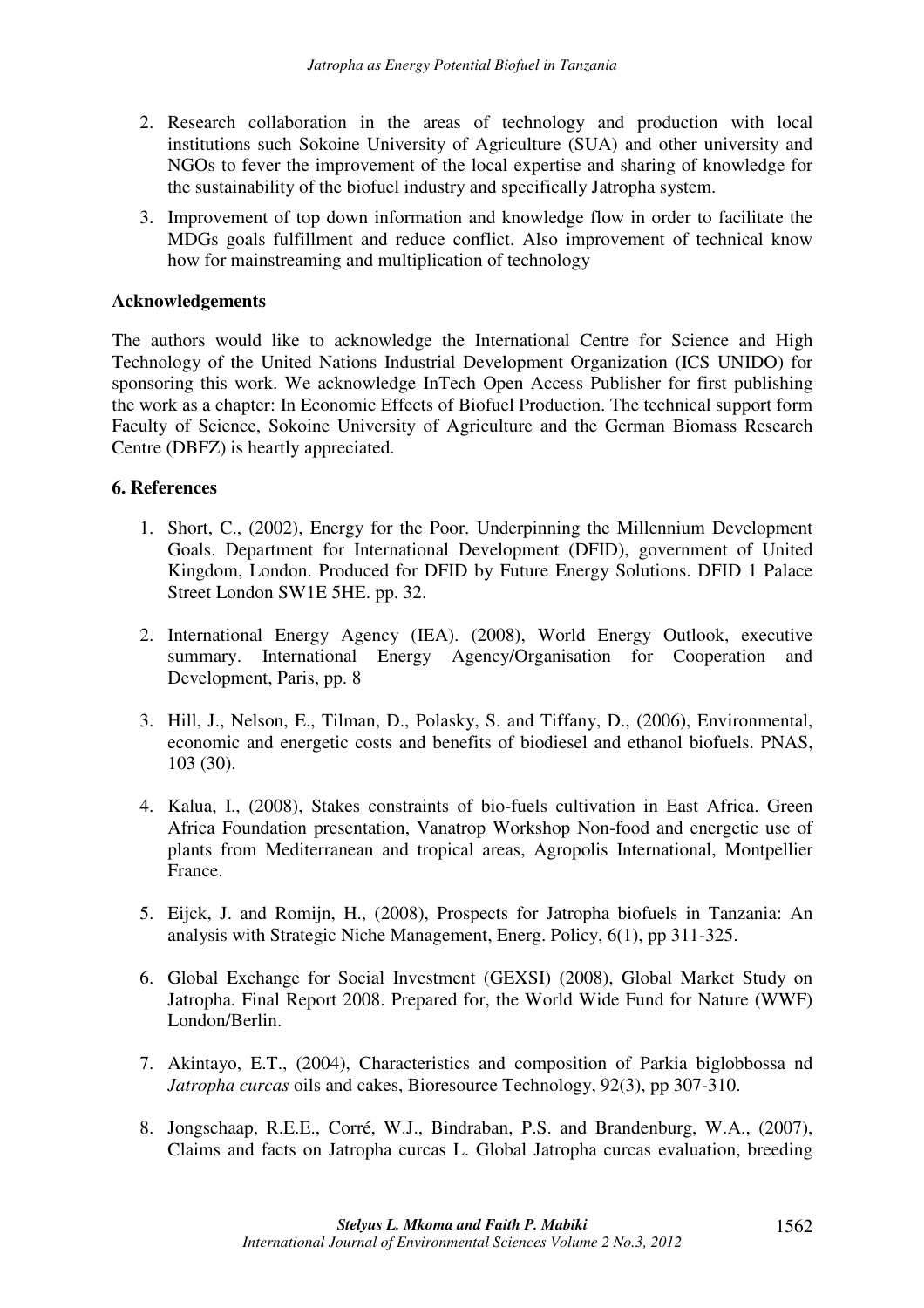2. Research collaboration in the areas of technology and production with local institutions such Sokoine University of Agriculture (SUA) and other university and NGOs to fever the improvement of the local expertise and sharing of knowledge for the sustainability of the biofuel industry and specifically Jatropha system.
3. Improvement of top down information and knowledge flow in order to facilitate the MDGs goals fulfillment and reduce conflict. Also improvement of technical know how for mainstreaming and multiplication of technology

**Acknowledgements**

The authors would like to acknowledge the International Centre for Science and High Technology of the United Nations Industrial Development Organization (ICS UNIDO) for sponsoring this work. We acknowledge InTech Open Access Publisher for first publishing the work as a chapter: In Economic Effects of Biofuel Production. The technical support form Faculty of Science, Sokoine University of Agriculture and the German Biomass Research Centre (DBFZ) is heartly appreciated.

## 6. References

1. Short, C., (2002), Energy for the Poor. Underpinning the Millennium Development Goals. Department for International Development (DFID), government of United Kingdom, London. Produced for DFID by Future Energy Solutions. DFID 1 Palace Street London SW1E 5HE. pp. 32.

2. International Energy Agency (IEA). (2008), World Energy Outlook, executive summary. International Energy Agency/Organisation for Cooperation and Development, Paris, pp. 8

3. Hill, J., Nelson, E., Tilman, D., Polasky, S. and Tiffany, D., (2006), Environmental, economic and energetic costs and benefits of biodiesel and ethanol biofuels. PNAS, 103 (30).

4. Kalua, I., (2008), Stakes constraints of bio-fuels cultivation in East Africa. Green Africa Foundation presentation, Vanatrop Workshop Non-food and energetic use of plants from Mediterranean and tropical areas, Agropolis International, Montpellier France.

5. Eijck, J. and Romijn, H., (2008), Prospects for Jatropha biofuels in Tanzania: An analysis with Strategic Niche Management, Energ. Policy, 6(1), pp 311-325.

6. Global Exchange for Social Investment (GEXSI) (2008), Global Market Study on Jatropha. Final Report 2008. Prepared for, the World Wide Fund for Nature (WWF) London/Berlin.

7. Akintayo, E.T., (2004), Characteristics and composition of Parkia biglobbossa nd *Jatropha curcas* oils and cakes, Bioresource Technology, 92(3), pp 307-310.

8. Jongschaap, R.E.E., Corré, W.J., Bindraban, P.S. and Brandenburg, W.A., (2007), Claims and facts on Jatropha curcas L. Global Jatropha curcas evaluation, breeding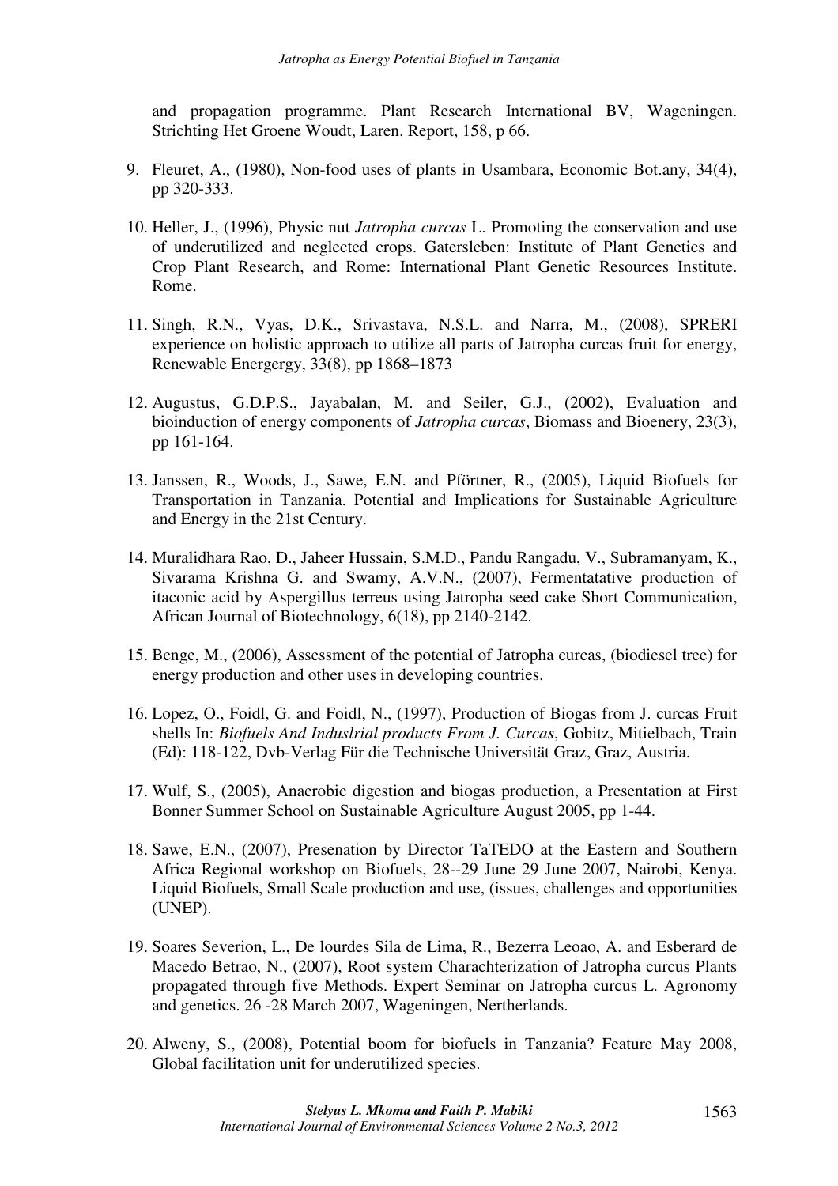and propagation programme. Plant Research International BV, Wageningen. Strichting Het Groene Woudt, Laren. Report, 158, p 66.

9. Fleuret, A., (1980), Non-food uses of plants in Usambara, Economic Bot.any, 34(4), pp 320-333.

10. Heller, J., (1996), Physic nut *Jatropha curcas* L. Promoting the conservation and use of underutilized and neglected crops. Gatersleben: Institute of Plant Genetics and Crop Plant Research, and Rome: International Plant Genetic Resources Institute. Rome.

11. Singh, R.N., Vyas, D.K., Srivastava, N.S.L. and Narra, M., (2008), SPRERI experience on holistic approach to utilize all parts of Jatropha curcas fruit for energy, Renewable Energergy, 33(8), pp 1868–1873

12. Augustus, G.D.P.S., Jayabalan, M. and Seiler, G.J., (2002), Evaluation and bioinduction of energy components of *Jatropha curcas*, Biomass and Bioenery, 23(3), pp 161-164.

13. Janssen, R., Woods, J., Sawe, E.N. and Pförtner, R., (2005), Liquid Biofuels for Transportation in Tanzania. Potential and Implications for Sustainable Agriculture and Energy in the 21st Century.

14. Muralidhara Rao, D., Jaheer Hussain, S.M.D., Pandu Rangadu, V., Subramanyam, K., Sivarama Krishna G. and Swamy, A.V.N., (2007), Fermentatative production of itaconic acid by Aspergillus terreus using Jatropha seed cake Short Communication, African Journal of Biotechnology, 6(18), pp 2140-2142.

15. Benge, M., (2006), Assessment of the potential of Jatropha curcas, (biodiesel tree) for energy production and other uses in developing countries.

16. Lopez, O., Foidl, G. and Foidl, N., (1997), Production of Biogas from J. curcas Fruit shells In: *Biofuels And Induslrial products From J. Curcas*, Gobitz, Mitielbach, Train (Ed): 118-122, Dvb-Verlag Für die Technische Universität Graz, Graz, Austria.

17. Wulf, S., (2005), Anaerobic digestion and biogas production, a Presentation at First Bonner Summer School on Sustainable Agriculture August 2005, pp 1-44.

18. Sawe, E.N., (2007), Presenation by Director TaTEDO at the Eastern and Southern Africa Regional workshop on Biofuels, 28--29 June 29 June 2007, Nairobi, Kenya. Liquid Biofuels, Small Scale production and use, (issues, challenges and opportunities (UNEP).

19. Soares Severion, L., De lourdes Sila de Lima, R., Bezerra Leoao, A. and Esberard de Macedo Betrao, N., (2007), Root system Charachterization of Jatropha curcus Plants propagated through five Methods. Expert Seminar on Jatropha curcus L. Agronomy and genetics. 26 -28 March 2007, Wageningen, Nertherlands.

20. Alweny, S., (2008), Potential boom for biofuels in Tanzania? Feature May 2008, Global facilitation unit for underutilized species.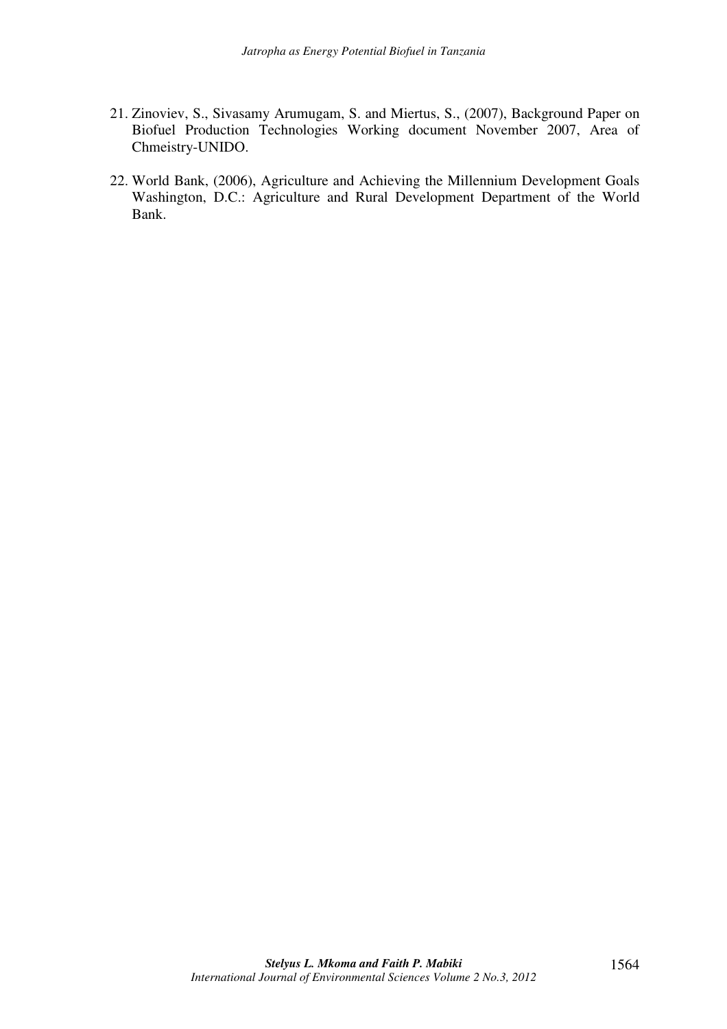21. Zinoviev, S., Sivasamy Arumugam, S. and Miertus, S., (2007), Background Paper on Biofuel Production Technologies Working document November 2007, Area of Chmeistry-UNIDO.

22. World Bank, (2006), Agriculture and Achieving the Millennium Development Goals Washington, D.C.: Agriculture and Rural Development Department of the World Bank.